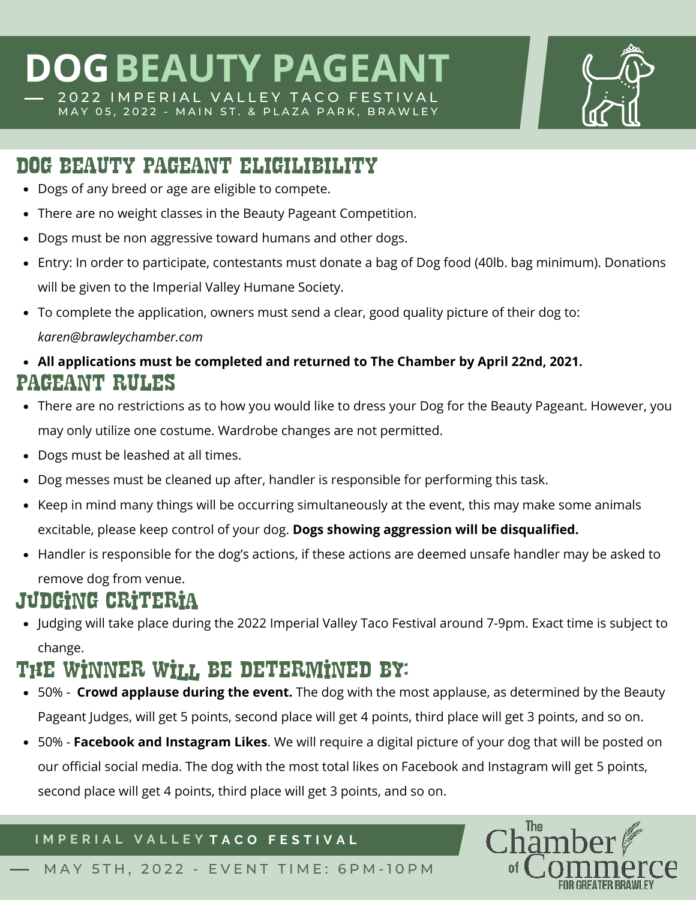# DOG BEAUTY PAGEANT

— 2022 IMPERIAL VALLEY TACO FESTIVAL

MAY 05, 2022 - MAIN ST. & PLAZA PARK, BRAWLEY

## DOG BEAUTY PAGEANT ELIGILIBILITY

- Dogs of any breed or age are eligible to compete.
- There are no weight classes in the Beauty Pageant Competition.
- Dogs must be non aggressive toward humans and other dogs.
- Entry: In order to participate, contestants must donate a bag of Dog food (40lb. bag minimum). Donations will be given to the Imperial Valley Humane Society.
- To complete the application, owners must send a clear, good quality picture of their dog to: *karen@brawleychamber.com*
- **All applications must be completed and returned to The Chamber by April 22nd, 2021.**

## PAGEANT RULES

- There are no restrictions as to how you would like to dress your Dog for the Beauty Pageant. However, you may only utilize one costume. Wardrobe changes are not permitted.
- Dogs must be leashed at all times.
- Dog messes must be cleaned up after, handler is responsible for performing this task.
- Keep in mind many things will be occurring simultaneously at the event, this may make some animals excitable, please keep control of your dog. **Dogs showing aggression will be disqualified.**
- Handler is responsible for the dog's actions, if these actions are deemed unsafe handler may be asked to remove dog from venue.

## JUDGING CRITERIA

- Judging will take place during the 2022 Imperial Valley Taco Festival around 7-9pm. Exact time is subject to change.

## THE WINNER WILL BE DETERMINED BY:

- 50% - **Crowd applause during the event.** The dog with the most applause, as determined by the Beauty Pageant Judges, will get 5 points, second place will get 4 points, third place will get 3 points, and so on.
- 50% - **Facebook and Instagram Likes**. We will require a digital picture of your dog that will be posted on our official social media. The dog with the most total likes on Facebook and Instagram will get 5 points, second place will get 4 points, third place will get 3 points, and so on.

IMPERIAL VALLEY **TACO FESTIVAL**

— MAY 5TH, 2022 - EVENT TIME: 6PM-10PM

The Chamber of Commerce FOR GREATER BRAWLEY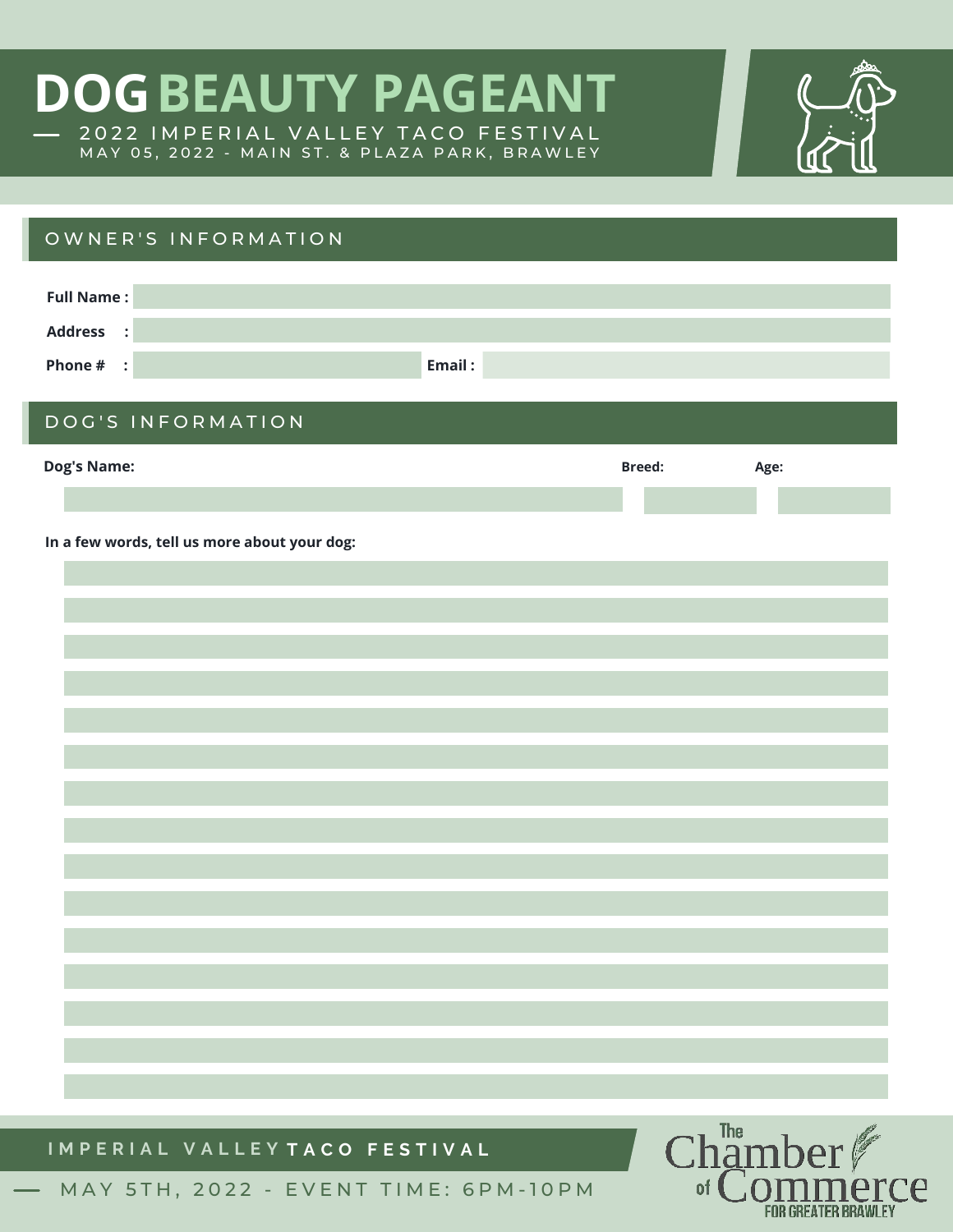# DOG BEAUTY PAGEANT

— 2022 IMPERIAL VALLEY TACO FESTIVAL

MAY 05, 2022 - MAIN ST. & PLAZA PARK, BRAWLEY

## OWNER'S INFORMATION

**Full Name :**

**Address :**

**Phone # :** **Email :**

## DOG'S INFORMATION

**Dog's Name:** **Breed:** **Age:**

**In a few words, tell us more about your dog:**

IMPERIAL VALLEY **TACO FESTIVAL**

— MAY 5TH, 2022 - EVENT TIME: 6PM-10PM

The Chamber of Commerce FOR GREATER BRAWLEY